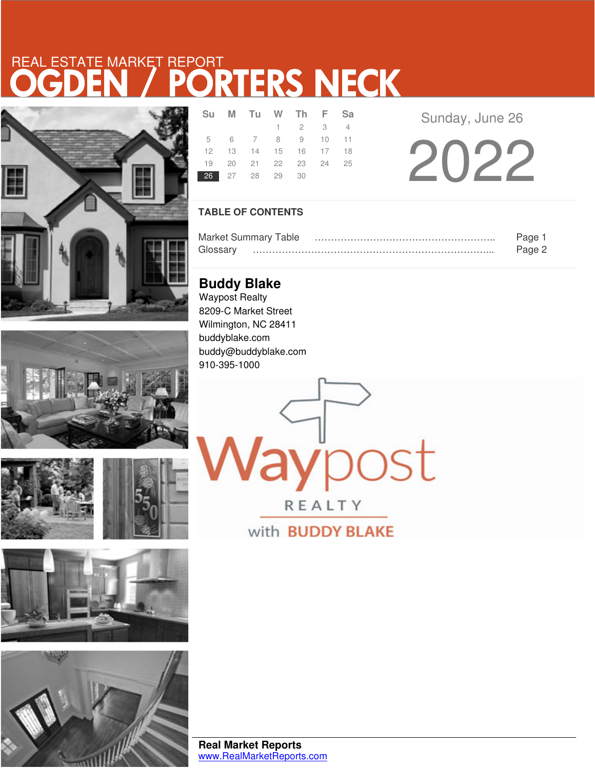REAL ESTATE MARKET REPORT

# OGDEN / PORTERS NECK

| Su | M | Tu | W | Th | F | Sa |
|---|---|---|---|---|---|---|
| | | | 1 | 2 | 3 | 4 |
| 5 | 6 | 7 | 8 | 9 | 10 | 11 |
| 12 | 13 | 14 | 15 | 16 | 17 | 18 |
| 19 | 20 | 21 | 22 | 23 | 24 | 25 |
| **26** | 27 | 28 | 29 | 30 | | |

Sunday, June 26

2022

## TABLE OF CONTENTS

Market Summary Table ………………………………………………….. Page 1
Glossary ………………………………………………………………….. Page 2

**Buddy Blake**
Waypost Realty
8209-C Market Street
Wilmington, NC 28411
buddyblake.com
buddy@buddyblake.com
910-395-1000

Waypost REALTY with BUDDY BLAKE

**Real Market Reports**
www.RealMarketReports.com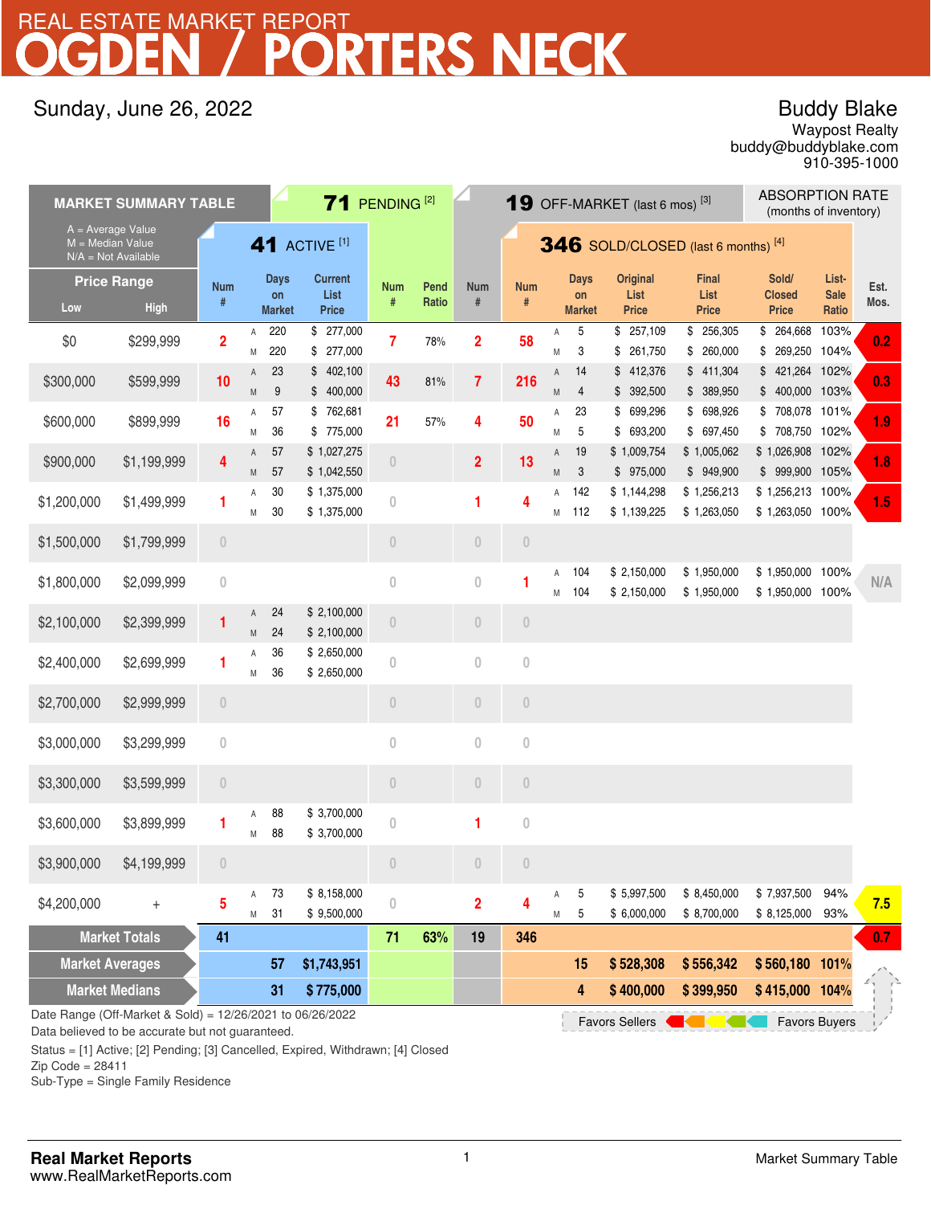# REAL ESTATE MARKET REPORT
# OGDEN / PORTERS NECK

Sunday, June 26, 2022

**Buddy Blake**
Waypost Realty
buddy@buddyblake.com
910-395-1000

| MARKET SUMMARY TABLE<br>A = Average Value<br>M = Median Value<br>N/A = Not Available | | 41 ACTIVE [1] | | | | 71 PENDING [2] | | 19 OFF-MARKET (last 6 mos) [3] | 346 SOLD/CLOSED (last 6 months) [4] | | | | | | | ABSORPTION RATE (months of inventory) |
|---|---|---|---|---|---|---|---|---|---|---|---|---|---|---|---|---|
| Price Range Low | High | Num # | | Days on Market | Current List Price | Num # | Pend Ratio | Num # | Num # | | Days on Market | Original List Price | Final List Price | Sold/ Closed Price | List-Sale Ratio | Est. Mos. |
| $0 | $299,999 | 2 | A | 220 | $ 277,000 | 7 | 78% | 2 | 58 | A | 5 | $ 257,109 | $ 256,305 | $ 264,668 | 103% | 0.2 |
| | | | M | 220 | $ 277,000 | | | | | M | 3 | $ 261,750 | $ 260,000 | $ 269,250 | 104% | |
| $300,000 | $599,999 | 10 | A | 23 | $ 402,100 | 43 | 81% | 7 | 216 | A | 14 | $ 412,376 | $ 411,304 | $ 421,264 | 102% | 0.3 |
| | | | M | 9 | $ 400,000 | | | | | M | 4 | $ 392,500 | $ 389,950 | $ 400,000 | 103% | |
| $600,000 | $899,999 | 16 | A | 57 | $ 762,681 | 21 | 57% | 4 | 50 | A | 23 | $ 699,296 | $ 698,926 | $ 708,078 | 101% | 1.9 |
| | | | M | 36 | $ 775,000 | | | | | M | 5 | $ 693,200 | $ 697,450 | $ 708,750 | 102% | |
| $900,000 | $1,199,999 | 4 | A | 57 | $ 1,027,275 | 0 | | 2 | 13 | A | 19 | $ 1,009,754 | $ 1,005,062 | $ 1,026,908 | 102% | 1.8 |
| | | | M | 57 | $ 1,042,550 | | | | | M | 3 | $ 975,000 | $ 949,900 | $ 999,900 | 105% | |
| $1,200,000 | $1,499,999 | 1 | A | 30 | $ 1,375,000 | 0 | | 1 | 4 | A | 142 | $ 1,144,298 | $ 1,256,213 | $ 1,256,213 | 100% | 1.5 |
| | | | M | 30 | $ 1,375,000 | | | | | M | 112 | $ 1,139,225 | $ 1,263,050 | $ 1,263,050 | 100% | |
| $1,500,000 | $1,799,999 | 0 | | | | 0 | | 0 | 0 | | | | | | | |
| $1,800,000 | $2,099,999 | 0 | | | | 0 | | 0 | 1 | A | 104 | $ 2,150,000 | $ 1,950,000 | $ 1,950,000 | 100% | N/A |
| | | | | | | | | | | M | 104 | $ 2,150,000 | $ 1,950,000 | $ 1,950,000 | 100% | |
| $2,100,000 | $2,399,999 | 1 | A | 24 | $ 2,100,000 | 0 | | 0 | 0 | | | | | | | |
| | | | M | 24 | $ 2,100,000 | | | | | | | | | | | |
| $2,400,000 | $2,699,999 | 1 | A | 36 | $ 2,650,000 | 0 | | 0 | 0 | | | | | | | |
| | | | M | 36 | $ 2,650,000 | | | | | | | | | | | |
| $2,700,000 | $2,999,999 | 0 | | | | 0 | | 0 | 0 | | | | | | | |
| $3,000,000 | $3,299,999 | 0 | | | | 0 | | 0 | 0 | | | | | | | |
| $3,300,000 | $3,599,999 | 0 | | | | 0 | | 0 | 0 | | | | | | | |
| $3,600,000 | $3,899,999 | 1 | A | 88 | $ 3,700,000 | 0 | | 1 | 0 | | | | | | | |
| | | | M | 88 | $ 3,700,000 | | | | | | | | | | | |
| $3,900,000 | $4,199,999 | 0 | | | | 0 | | 0 | 0 | | | | | | | |
| $4,200,000 | + | 5 | A | 73 | $ 8,158,000 | 0 | | 2 | 4 | A | 5 | $ 5,997,500 | $ 8,450,000 | $ 7,937,500 | 94% | 7.5 |
| | | | M | 31 | $ 9,500,000 | | | | | M | 5 | $ 6,000,000 | $ 8,700,000 | $ 8,125,000 | 93% | |
| **Market Totals** | | **41** | | | | **71** | **63%** | **19** | **346** | | | | | | | **0.7** |
| **Market Averages** | | | | **57** | **$1,743,951** | | | | | | **15** | **$ 528,308** | **$ 556,342** | **$ 560,180** | **101%** | |
| **Market Medians** | | | | **31** | **$ 775,000** | | | | | | **4** | **$ 400,000** | **$ 399,950** | **$ 415,000** | **104%** | |

Favors Sellers ← → Favors Buyers

Date Range (Off-Market & Sold) = 12/26/2021 to 06/26/2022
Data believed to be accurate but not guaranteed.

Status = [1] Active; [2] Pending; [3] Cancelled, Expired, Withdrawn; [4] Closed
Zip Code = 28411
Sub-Type = Single Family Residence

**Real Market Reports**
www.RealMarketReports.com

Market Summary Table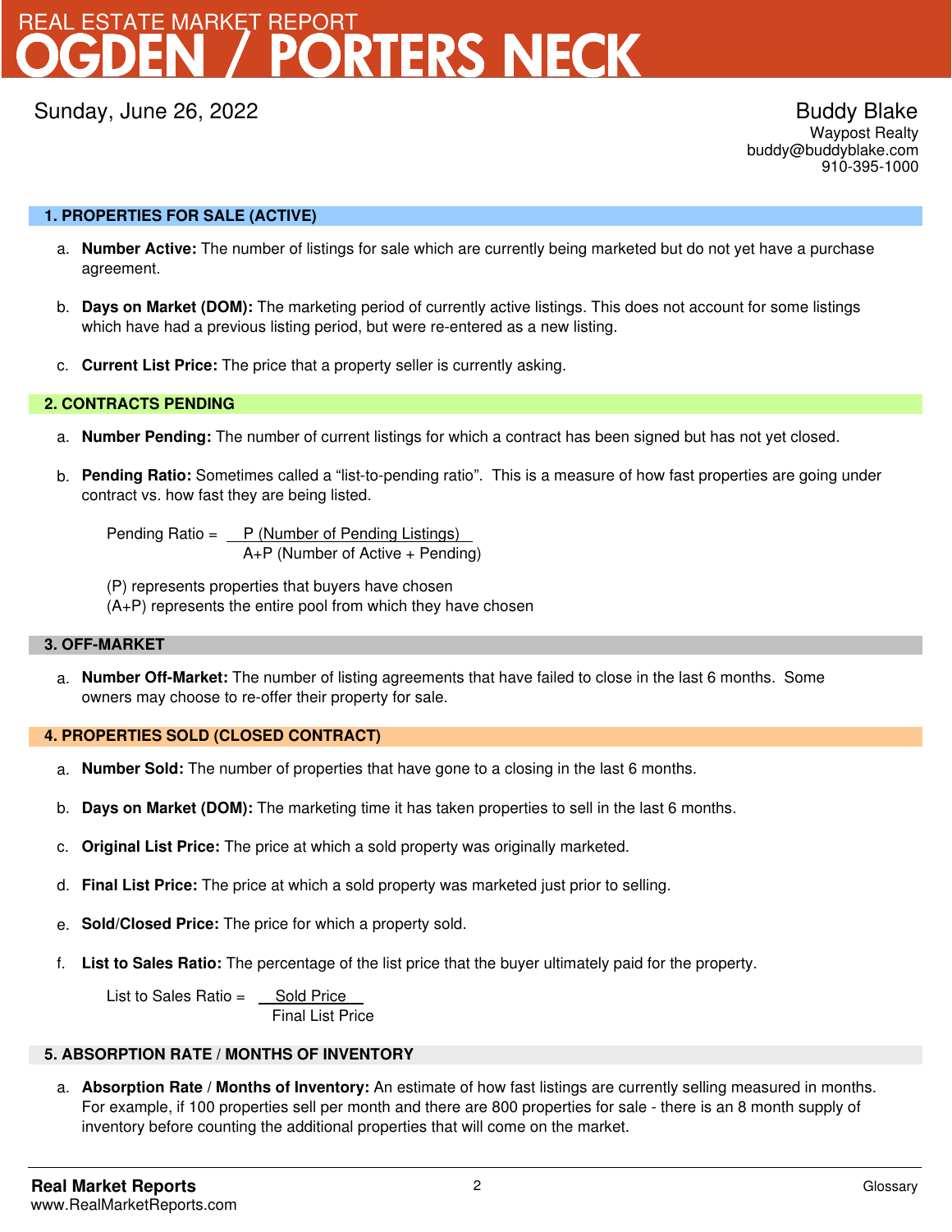# REAL ESTATE MARKET REPORT
# OGDEN / PORTERS NECK

Sunday, June 26, 2022

**Buddy Blake**
Waypost Realty
buddy@buddyblake.com
910-395-1000

## 1. PROPERTIES FOR SALE (ACTIVE)

a. **Number Active:** The number of listings for sale which are currently being marketed but do not yet have a purchase agreement.

b. **Days on Market (DOM):** The marketing period of currently active listings. This does not account for some listings which have had a previous listing period, but were re-entered as a new listing.

c. **Current List Price:** The price that a property seller is currently asking.

## 2. CONTRACTS PENDING

a. **Number Pending:** The number of current listings for which a contract has been signed but has not yet closed.

b. **Pending Ratio:** Sometimes called a "list-to-pending ratio". This is a measure of how fast properties are going under contract vs. how fast they are being listed.

$$\text{Pending Ratio} = \frac{\text{P (Number of Pending Listings)}}{\text{A+P (Number of Active + Pending)}}$$

(P) represents properties that buyers have chosen
(A+P) represents the entire pool from which they have chosen

## 3. OFF-MARKET

a. **Number Off-Market:** The number of listing agreements that have failed to close in the last 6 months. Some owners may choose to re-offer their property for sale.

## 4. PROPERTIES SOLD (CLOSED CONTRACT)

a. **Number Sold:** The number of properties that have gone to a closing in the last 6 months.

b. **Days on Market (DOM):** The marketing time it has taken properties to sell in the last 6 months.

c. **Original List Price:** The price at which a sold property was originally marketed.

d. **Final List Price:** The price at which a sold property was marketed just prior to selling.

e. **Sold/Closed Price:** The price for which a property sold.

f. **List to Sales Ratio:** The percentage of the list price that the buyer ultimately paid for the property.

$$\text{List to Sales Ratio} = \frac{\text{Sold Price}}{\text{Final List Price}}$$

## 5. ABSORPTION RATE / MONTHS OF INVENTORY

a. **Absorption Rate / Months of Inventory:** An estimate of how fast listings are currently selling measured in months. For example, if 100 properties sell per month and there are 800 properties for sale - there is an 8 month supply of inventory before counting the additional properties that will come on the market.

**Real Market Reports**
www.RealMarketReports.com

Glossary